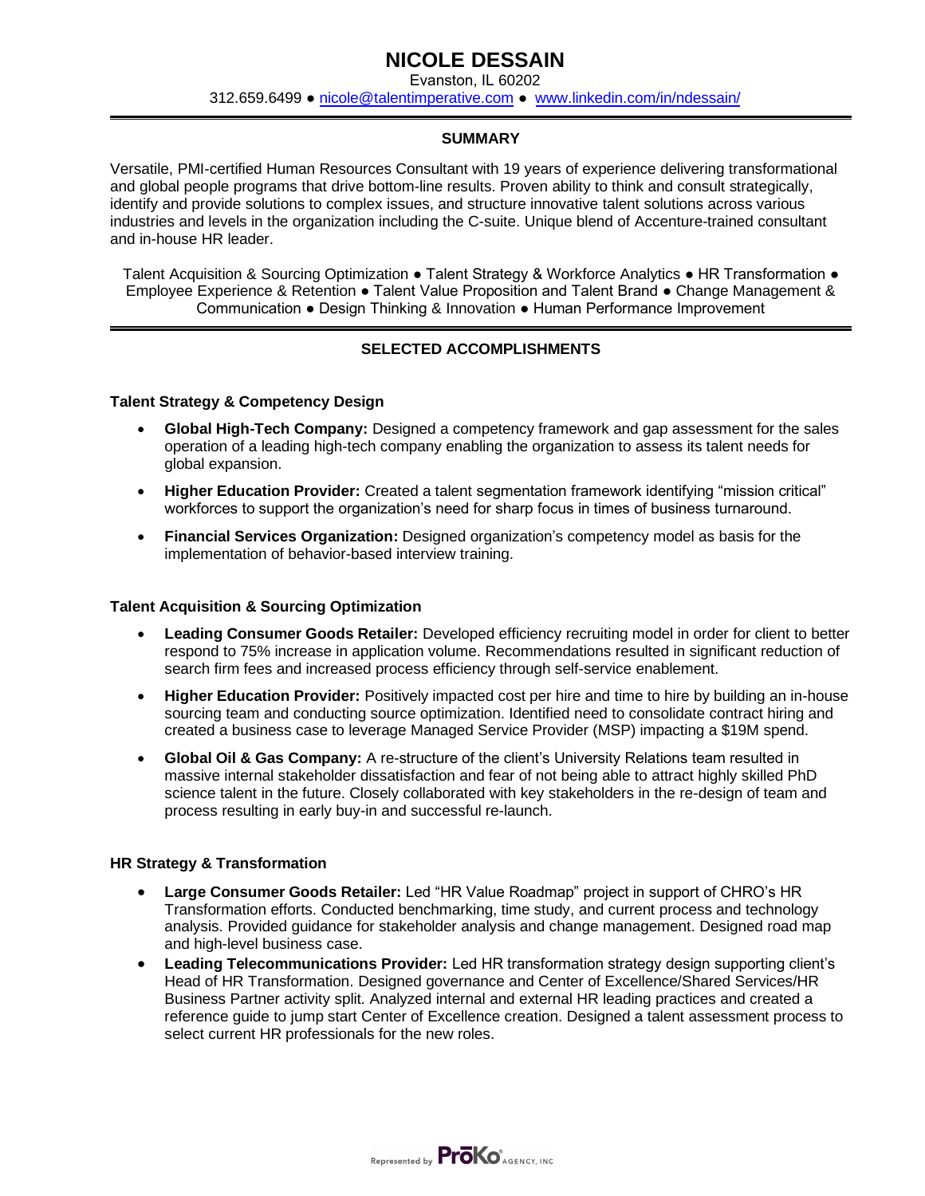# NICOLE DESSAIN

Evanston, IL 60202

312.659.6499 ● nicole@talentimperative.com ● www.linkedin.com/in/ndessain/

## SUMMARY

Versatile, PMI-certified Human Resources Consultant with 19 years of experience delivering transformational and global people programs that drive bottom-line results. Proven ability to think and consult strategically, identify and provide solutions to complex issues, and structure innovative talent solutions across various industries and levels in the organization including the C-suite. Unique blend of Accenture-trained consultant and in-house HR leader.

Talent Acquisition & Sourcing Optimization ● Talent Strategy & Workforce Analytics ● HR Transformation ● Employee Experience & Retention ● Talent Value Proposition and Talent Brand ● Change Management & Communication ● Design Thinking & Innovation ● Human Performance Improvement

## SELECTED ACCOMPLISHMENTS

### Talent Strategy & Competency Design

- **Global High-Tech Company:** Designed a competency framework and gap assessment for the sales operation of a leading high-tech company enabling the organization to assess its talent needs for global expansion.
- **Higher Education Provider:** Created a talent segmentation framework identifying "mission critical" workforces to support the organization's need for sharp focus in times of business turnaround.
- **Financial Services Organization:** Designed organization's competency model as basis for the implementation of behavior-based interview training.

### Talent Acquisition & Sourcing Optimization

- **Leading Consumer Goods Retailer:** Developed efficiency recruiting model in order for client to better respond to 75% increase in application volume. Recommendations resulted in significant reduction of search firm fees and increased process efficiency through self-service enablement.
- **Higher Education Provider:** Positively impacted cost per hire and time to hire by building an in-house sourcing team and conducting source optimization. Identified need to consolidate contract hiring and created a business case to leverage Managed Service Provider (MSP) impacting a $19M spend.
- **Global Oil & Gas Company:** A re-structure of the client's University Relations team resulted in massive internal stakeholder dissatisfaction and fear of not being able to attract highly skilled PhD science talent in the future. Closely collaborated with key stakeholders in the re-design of team and process resulting in early buy-in and successful re-launch.

### HR Strategy & Transformation

- **Large Consumer Goods Retailer:** Led "HR Value Roadmap" project in support of CHRO's HR Transformation efforts. Conducted benchmarking, time study, and current process and technology analysis. Provided guidance for stakeholder analysis and change management. Designed road map and high-level business case.
- **Leading Telecommunications Provider:** Led HR transformation strategy design supporting client's Head of HR Transformation. Designed governance and Center of Excellence/Shared Services/HR Business Partner activity split. Analyzed internal and external HR leading practices and created a reference guide to jump start Center of Excellence creation. Designed a talent assessment process to select current HR professionals for the new roles.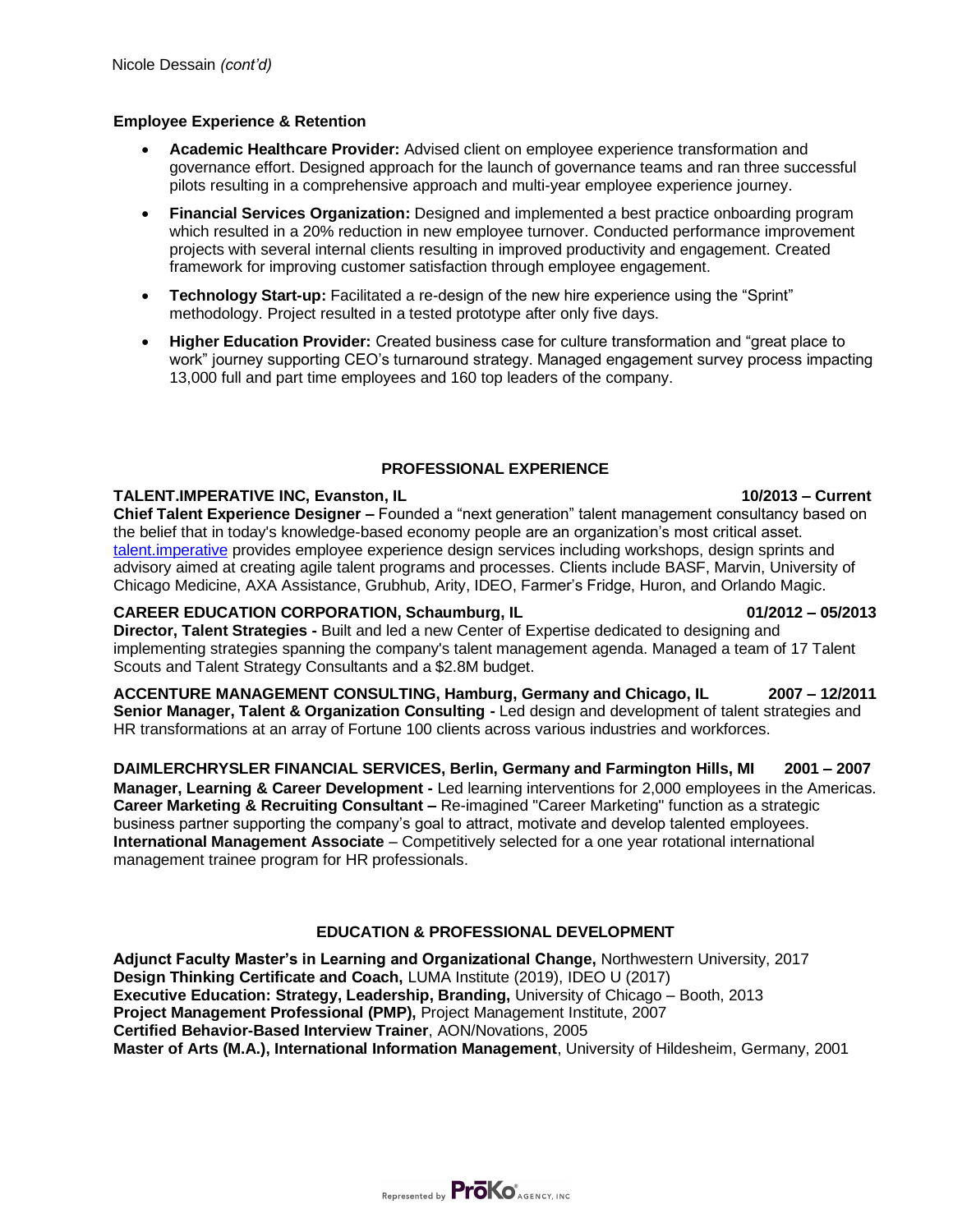### Employee Experience & Retention

- **Academic Healthcare Provider:** Advised client on employee experience transformation and governance effort. Designed approach for the launch of governance teams and ran three successful pilots resulting in a comprehensive approach and multi-year employee experience journey.
- **Financial Services Organization:** Designed and implemented a best practice onboarding program which resulted in a 20% reduction in new employee turnover. Conducted performance improvement projects with several internal clients resulting in improved productivity and engagement. Created framework for improving customer satisfaction through employee engagement.
- **Technology Start-up:** Facilitated a re-design of the new hire experience using the "Sprint" methodology. Project resulted in a tested prototype after only five days.
- **Higher Education Provider:** Created business case for culture transformation and "great place to work" journey supporting CEO's turnaround strategy. Managed engagement survey process impacting 13,000 full and part time employees and 160 top leaders of the company.

## PROFESSIONAL EXPERIENCE

**TALENT.IMPERATIVE INC, Evanston, IL** **10/2013 – Current**
**Chief Talent Experience Designer –** Founded a "next generation" talent management consultancy based on the belief that in today's knowledge-based economy people are an organization's most critical asset. talent.imperative provides employee experience design services including workshops, design sprints and advisory aimed at creating agile talent programs and processes. Clients include BASF, Marvin, University of Chicago Medicine, AXA Assistance, Grubhub, Arity, IDEO, Farmer's Fridge, Huron, and Orlando Magic.

**CAREER EDUCATION CORPORATION, Schaumburg, IL** **01/2012 – 05/2013**
**Director, Talent Strategies -** Built and led a new Center of Expertise dedicated to designing and implementing strategies spanning the company's talent management agenda. Managed a team of 17 Talent Scouts and Talent Strategy Consultants and a $2.8M budget.

**ACCENTURE MANAGEMENT CONSULTING, Hamburg, Germany and Chicago, IL** **2007 – 12/2011**
**Senior Manager, Talent & Organization Consulting -** Led design and development of talent strategies and HR transformations at an array of Fortune 100 clients across various industries and workforces.

**DAIMLERCHRYSLER FINANCIAL SERVICES, Berlin, Germany and Farmington Hills, MI** **2001 – 2007**
**Manager, Learning & Career Development -** Led learning interventions for 2,000 employees in the Americas.
**Career Marketing & Recruiting Consultant –** Re-imagined "Career Marketing" function as a strategic business partner supporting the company's goal to attract, motivate and develop talented employees.
**International Management Associate** – Competitively selected for a one year rotational international management trainee program for HR professionals.

## EDUCATION & PROFESSIONAL DEVELOPMENT

**Adjunct Faculty Master's in Learning and Organizational Change,** Northwestern University, 2017
**Design Thinking Certificate and Coach,** LUMA Institute (2019), IDEO U (2017)
**Executive Education: Strategy, Leadership, Branding,** University of Chicago – Booth, 2013
**Project Management Professional (PMP),** Project Management Institute, 2007
**Certified Behavior-Based Interview Trainer**, AON/Novations, 2005
**Master of Arts (M.A.), International Information Management**, University of Hildesheim, Germany, 2001